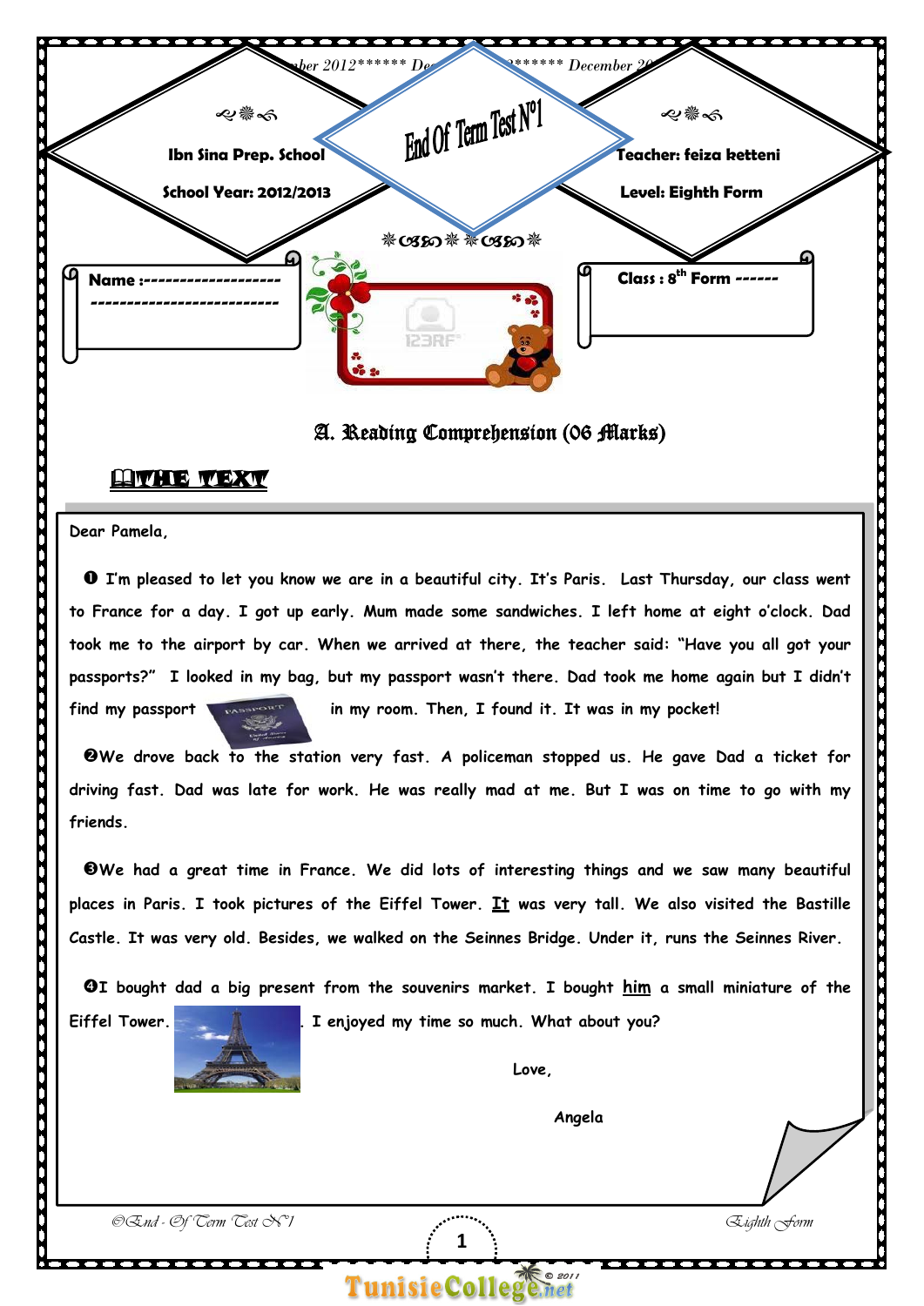Ibn Sina Prep. School

School Year: 2012/2013

# End Of Term Test N°1

Teacher: feiza ketteni

Level: Eighth Form

Name :-------------------
--------------------------

Class : 8th Form ------

## A. Reading Comprehension (06 Marks)

### THE TEXT

Dear Pamela,

❶ I'm pleased to let you know we are in a beautiful city. It's Paris. Last Thursday, our class went to France for a day. I got up early. Mum made some sandwiches. I left home at eight o'clock. Dad took me to the airport by car. When we arrived at there, the teacher said: "Have you all got your passports?" I looked in my bag, but my passport wasn't there. Dad took me home again but I didn't find my passport in my room. Then, I found it. It was in my pocket!

❷We drove back to the station very fast. A policeman stopped us. He gave Dad a ticket for driving fast. Dad was late for work. He was really mad at me. But I was on time to go with my friends.

❸We had a great time in France. We did lots of interesting things and we saw many beautiful places in Paris. I took pictures of the Eiffel Tower. <u>It</u> was very tall. We also visited the Bastille Castle. It was very old. Besides, we walked on the Seinnes Bridge. Under it, runs the Seinnes River.

❹I bought dad a big present from the souvenirs market. I bought <u>him</u> a small miniature of the Eiffel Tower. . I enjoyed my time so much. What about you?

Love,

Angela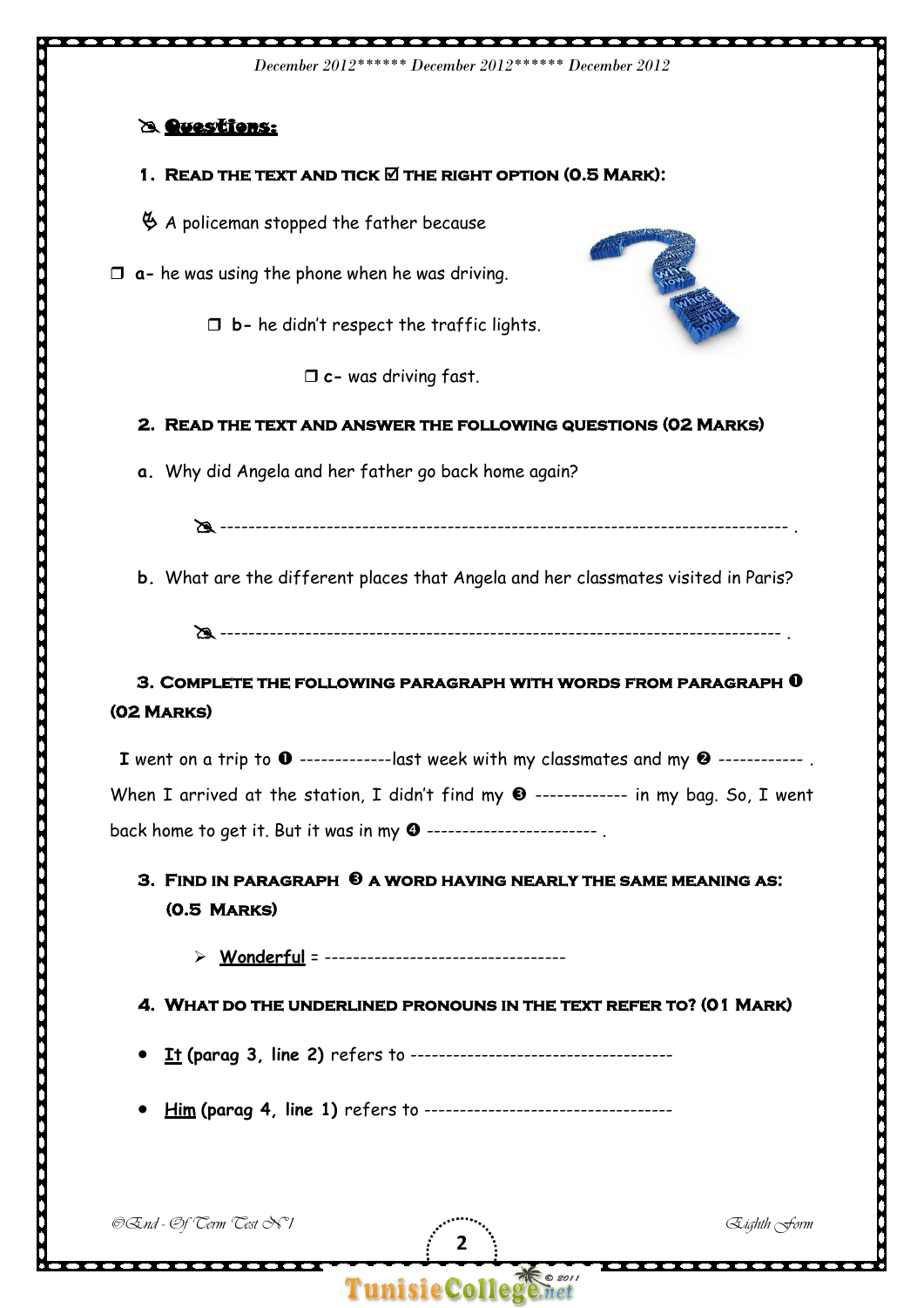## ✍ Questions:

### 1. Read the text and tick ☑ the right option (0.5 Mark):

A policeman stopped the father because

❒ **a-** he was using the phone when he was driving.

❒ **b-** he didn't respect the traffic lights.

❒ **c-** was driving fast.

### 2. Read the text and answer the following questions (02 Marks)

**a.** Why did Angela and her father go back home again?

✍ ------------------------------------------------------------------------------- .

**b.** What are the different places that Angela and her classmates visited in Paris?

✍ ------------------------------------------------------------------------------- .

### 3. Complete the following paragraph with words from paragraph ❶ (02 Marks)

I went on a trip to ❶ -------------last week with my classmates and my ❷ ------------ . When I arrived at the station, I didn't find my ❸ ------------- in my bag. So, I went back home to get it. But it was in my ❹ ------------------------ .

### 3. Find in paragraph ❸ a word having nearly the same meaning as: (0.5 Marks)

- __Wonderful__ = ----------------------------------

### 4. What do the underlined pronouns in the text refer to? (01 Mark)

- __It__ **(parag 3, line 2)** refers to -------------------------------------
- __Him__ **(parag 4, line 1)** refers to -----------------------------------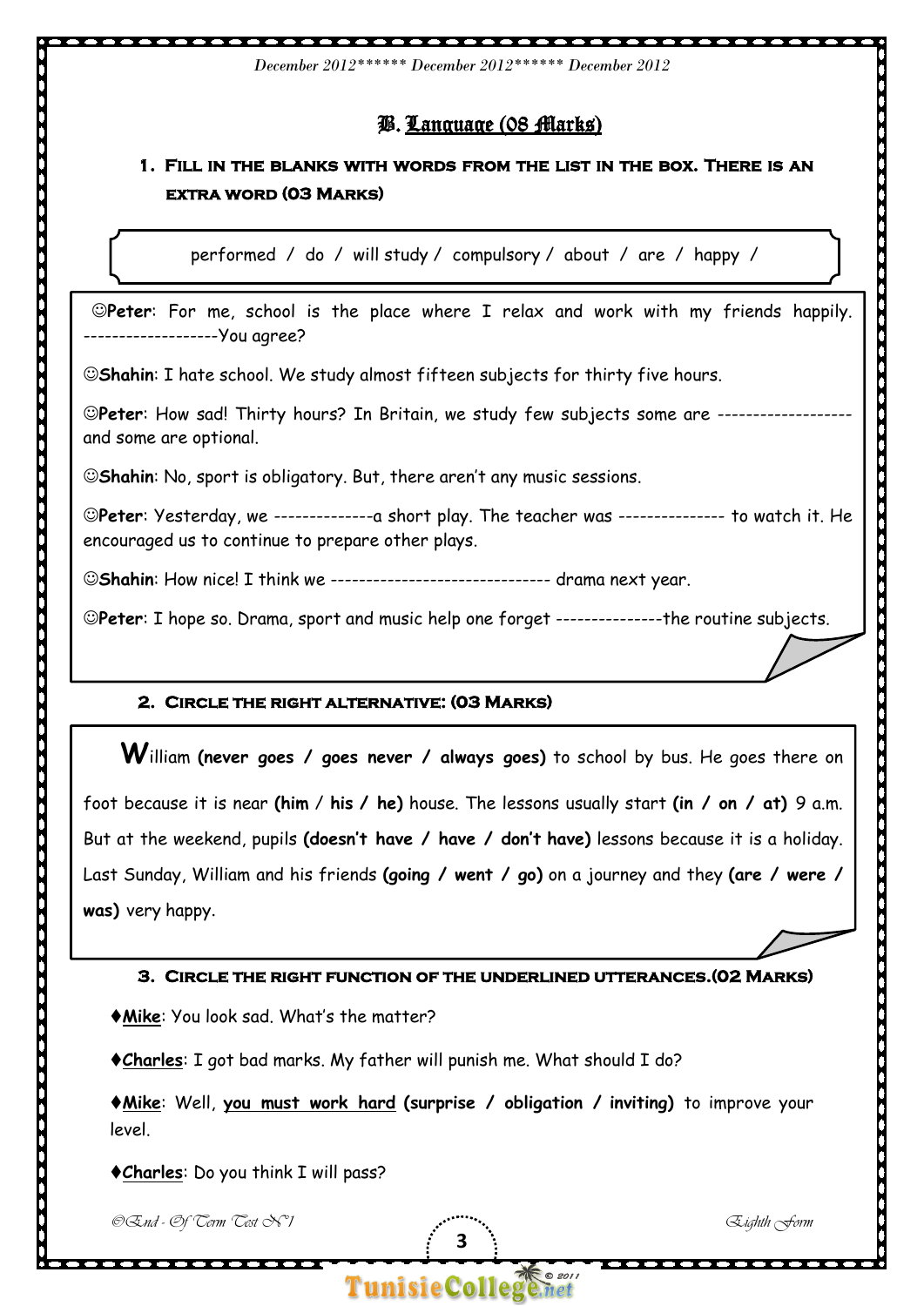## B. Language (08 Marks)

### 1. Fill in the blanks with words from the list in the box. There is an extra word (03 Marks)

performed / do / will study / compulsory / about / are / happy /

☺**Peter**: For me, school is the place where I relax and work with my friends happily. -------------------You agree?

☺**Shahin**: I hate school. We study almost fifteen subjects for thirty five hours.

☺**Peter**: How sad! Thirty hours? In Britain, we study few subjects some are ------------------- and some are optional.

☺**Shahin**: No, sport is obligatory. But, there aren't any music sessions.

☺**Peter**: Yesterday, we --------------a short play. The teacher was --------------- to watch it. He encouraged us to continue to prepare other plays.

☺**Shahin**: How nice! I think we ------------------------------- drama next year.

☺**Peter**: I hope so. Drama, sport and music help one forget ---------------the routine subjects.

### 2. Circle the right alternative: (03 Marks)

William **(never goes / goes never / always goes)** to school by bus. He goes there on foot because it is near **(him / his / he)** house. The lessons usually start **(in / on / at)** 9 a.m. But at the weekend, pupils **(doesn't have / have / don't have)** lessons because it is a holiday. Last Sunday, William and his friends **(going / went / go)** on a journey and they **(are / were / was)** very happy.

### 3. Circle the right function of the underlined utterances.(02 Marks)

♦**Mike**: You look sad. What's the matter?

♦**Charles**: I got bad marks. My father will punish me. What should I do?

♦**Mike**: Well, **you must work hard** **(surprise / obligation / inviting)** to improve your level.

♦**Charles**: Do you think I will pass?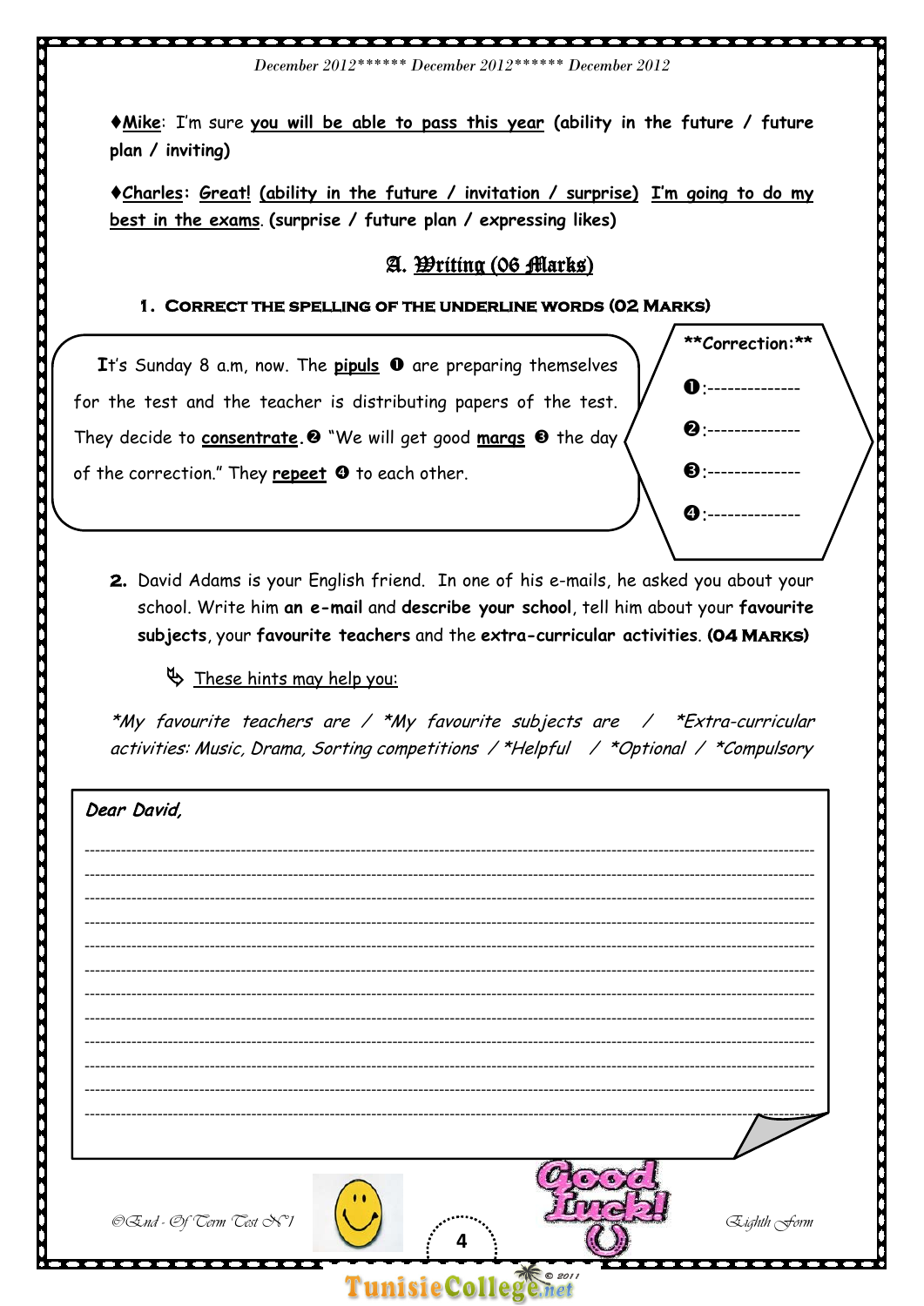♦**Mike**: I'm sure **you will be able to pass this year** **(ability in the future / future plan / inviting)**

♦**Charles**: **Great!** **(ability in the future / invitation / surprise)** **I'm going to do my best in the exams**. **(surprise / future plan / expressing likes)**

## A. Writing (06 Marks)

### 1. Correct the spelling of the underline words (02 Marks)

It's Sunday 8 a.m, now. The **pipuls** ❶ are preparing themselves for the test and the teacher is distributing papers of the test. They decide to **consentrate**.❷ "We will get good **margs** ❸ the day of the correction." They **repeet** ❹ to each other.

**Correction:**

❶:--------------

❷:--------------

❸:--------------

❹:--------------

### 2. David Adams is your English friend. In one of his e-mails, he asked you about your school. Write him **an e-mail** and **describe your school**, tell him about your **favourite subjects**, your **favourite teachers** and the **extra-curricular activities**. **(04 Marks)**

These hints may help you:

*\*My favourite teachers are / \*My favourite subjects are / \*Extra-curricular activities: Music, Drama, Sorting competitions / \*Helpful / \*Optional / \*Compulsory*

*Dear David,*

------------------------------------------------------------------------------------------------------------

------------------------------------------------------------------------------------------------------------

------------------------------------------------------------------------------------------------------------

------------------------------------------------------------------------------------------------------------

------------------------------------------------------------------------------------------------------------

------------------------------------------------------------------------------------------------------------

------------------------------------------------------------------------------------------------------------

------------------------------------------------------------------------------------------------------------

------------------------------------------------------------------------------------------------------------

------------------------------------------------------------------------------------------------------------

------------------------------------------------------------------------------------------------------------

------------------------------------------------------------------------------------------------------------

Good Luck!